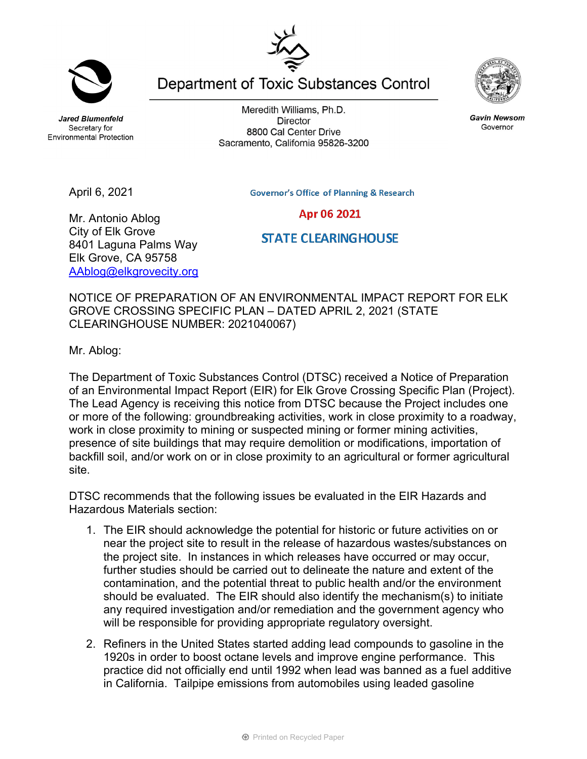# Department of Toxic Substances Control

***Jared Blumenfeld***
Secretary for
Environmental Protection

Meredith Williams, Ph.D.
Director
8800 Cal Center Drive
Sacramento, California 95826-3200

***Gavin Newsom***
Governor

April 6, 2021

Governor's Office of Planning & Research

Apr 06 2021

STATE CLEARINGHOUSE

Mr. Antonio Ablog
City of Elk Grove
8401 Laguna Palms Way
Elk Grove, CA 95758
AAblog@elkgrovecity.org

NOTICE OF PREPARATION OF AN ENVIRONMENTAL IMPACT REPORT FOR ELK GROVE CROSSING SPECIFIC PLAN – DATED APRIL 2, 2021 (STATE CLEARINGHOUSE NUMBER: 2021040067)

Mr. Ablog:

The Department of Toxic Substances Control (DTSC) received a Notice of Preparation of an Environmental Impact Report (EIR) for Elk Grove Crossing Specific Plan (Project). The Lead Agency is receiving this notice from DTSC because the Project includes one or more of the following: groundbreaking activities, work in close proximity to a roadway, work in close proximity to mining or suspected mining or former mining activities, presence of site buildings that may require demolition or modifications, importation of backfill soil, and/or work on or in close proximity to an agricultural or former agricultural site.

DTSC recommends that the following issues be evaluated in the EIR Hazards and Hazardous Materials section:

1. The EIR should acknowledge the potential for historic or future activities on or near the project site to result in the release of hazardous wastes/substances on the project site. In instances in which releases have occurred or may occur, further studies should be carried out to delineate the nature and extent of the contamination, and the potential threat to public health and/or the environment should be evaluated. The EIR should also identify the mechanism(s) to initiate any required investigation and/or remediation and the government agency who will be responsible for providing appropriate regulatory oversight.
2. Refiners in the United States started adding lead compounds to gasoline in the 1920s in order to boost octane levels and improve engine performance. This practice did not officially end until 1992 when lead was banned as a fuel additive in California. Tailpipe emissions from automobiles using leaded gasoline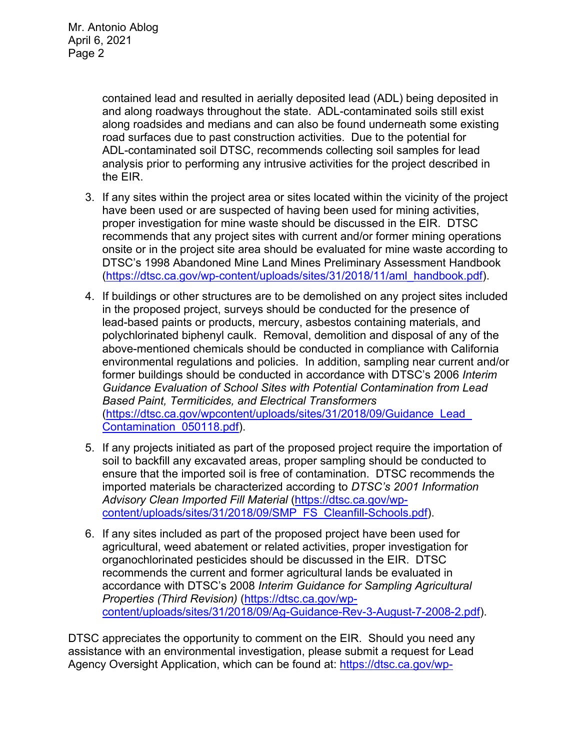contained lead and resulted in aerially deposited lead (ADL) being deposited in and along roadways throughout the state. ADL-contaminated soils still exist along roadsides and medians and can also be found underneath some existing road surfaces due to past construction activities. Due to the potential for ADL-contaminated soil DTSC, recommends collecting soil samples for lead analysis prior to performing any intrusive activities for the project described in the EIR.

3. If any sites within the project area or sites located within the vicinity of the project have been used or are suspected of having been used for mining activities, proper investigation for mine waste should be discussed in the EIR. DTSC recommends that any project sites with current and/or former mining operations onsite or in the project site area should be evaluated for mine waste according to DTSC's 1998 Abandoned Mine Land Mines Preliminary Assessment Handbook (https://dtsc.ca.gov/wp-content/uploads/sites/31/2018/11/aml_handbook.pdf).

4. If buildings or other structures are to be demolished on any project sites included in the proposed project, surveys should be conducted for the presence of lead-based paints or products, mercury, asbestos containing materials, and polychlorinated biphenyl caulk. Removal, demolition and disposal of any of the above-mentioned chemicals should be conducted in compliance with California environmental regulations and policies. In addition, sampling near current and/or former buildings should be conducted in accordance with DTSC's 2006 *Interim Guidance Evaluation of School Sites with Potential Contamination from Lead Based Paint, Termiticides, and Electrical Transformers* (https://dtsc.ca.gov/wpcontent/uploads/sites/31/2018/09/Guidance_Lead_Contamination_050118.pdf).

5. If any projects initiated as part of the proposed project require the importation of soil to backfill any excavated areas, proper sampling should be conducted to ensure that the imported soil is free of contamination. DTSC recommends the imported materials be characterized according to *DTSC's 2001 Information Advisory Clean Imported Fill Material* (https://dtsc.ca.gov/wp-content/uploads/sites/31/2018/09/SMP_FS_Cleanfill-Schools.pdf).

6. If any sites included as part of the proposed project have been used for agricultural, weed abatement or related activities, proper investigation for organochlorinated pesticides should be discussed in the EIR. DTSC recommends the current and former agricultural lands be evaluated in accordance with DTSC's 2008 *Interim Guidance for Sampling Agricultural Properties (Third Revision)* (https://dtsc.ca.gov/wp-content/uploads/sites/31/2018/09/Ag-Guidance-Rev-3-August-7-2008-2.pdf).

DTSC appreciates the opportunity to comment on the EIR. Should you need any assistance with an environmental investigation, please submit a request for Lead Agency Oversight Application, which can be found at: https://dtsc.ca.gov/wp-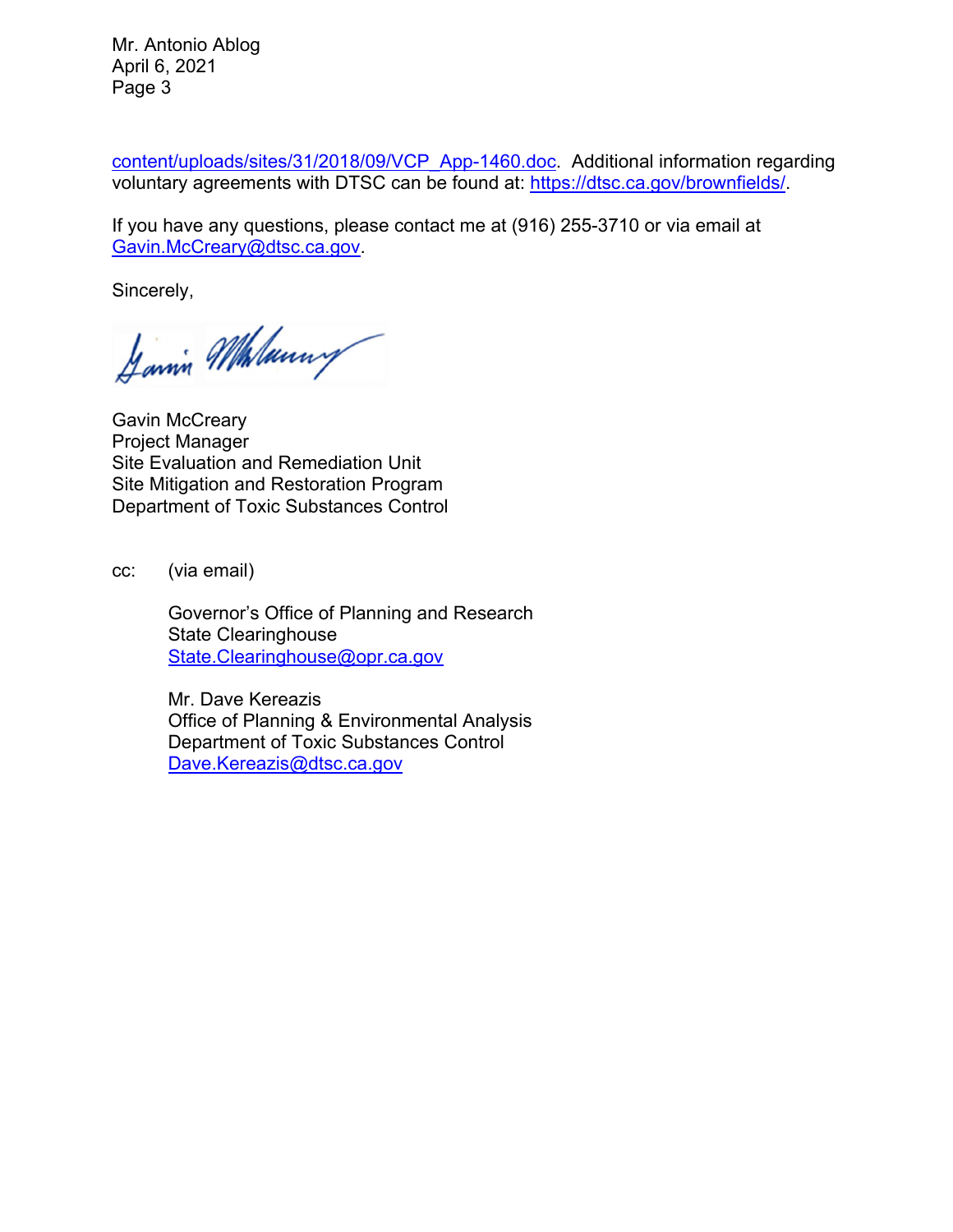content/uploads/sites/31/2018/09/VCP_App-1460.doc. Additional information regarding voluntary agreements with DTSC can be found at: https://dtsc.ca.gov/brownfields/.

If you have any questions, please contact me at (916) 255-3710 or via email at Gavin.McCreary@dtsc.ca.gov.

Sincerely,

Gavin McCreary
Project Manager
Site Evaluation and Remediation Unit
Site Mitigation and Restoration Program
Department of Toxic Substances Control

cc: (via email)

Governor's Office of Planning and Research
State Clearinghouse
State.Clearinghouse@opr.ca.gov

Mr. Dave Kereazis
Office of Planning & Environmental Analysis
Department of Toxic Substances Control
Dave.Kereazis@dtsc.ca.gov